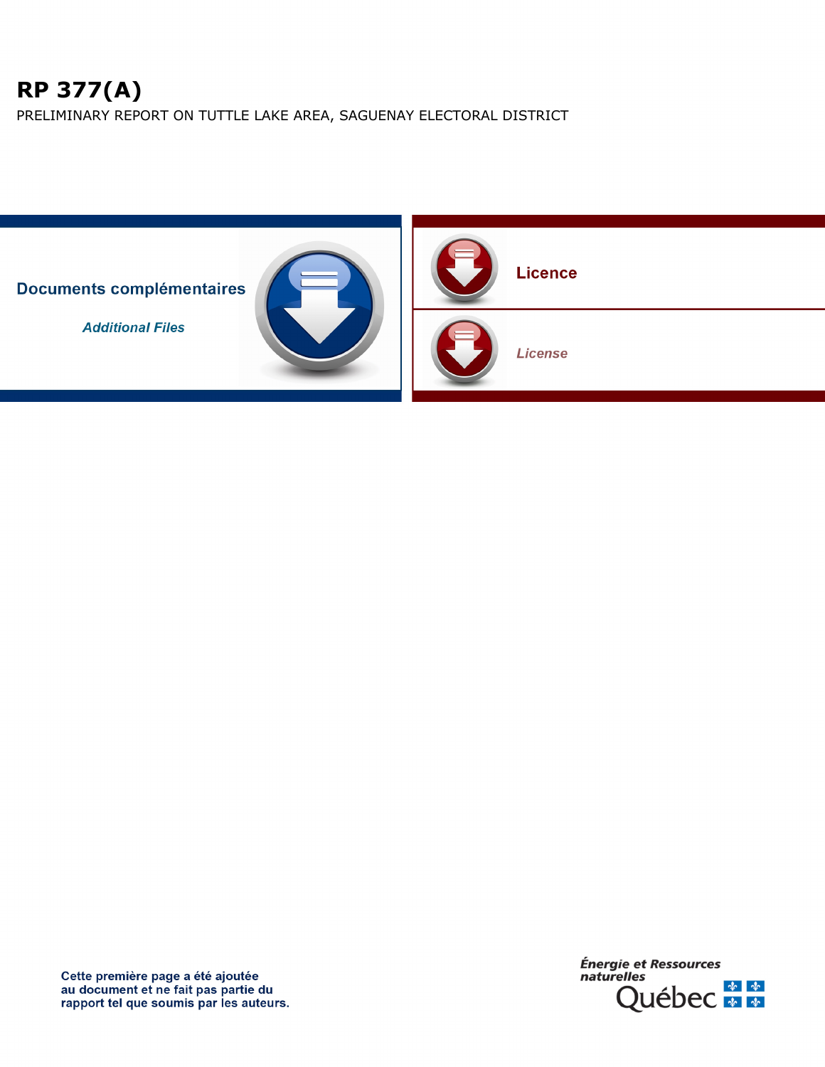# RP 377(A)

PRELIMINARY REPORT ON TUTTLE LAKE AREA, SAGUENAY ELECTORAL DISTRICT

**Documents complémentaires**

*Additional Files*

**Licence**

*License*

Cette première page a été ajoutée au document et ne fait pas partie du rapport tel que soumis par les auteurs.

*Énergie et Ressources naturelles*

Québec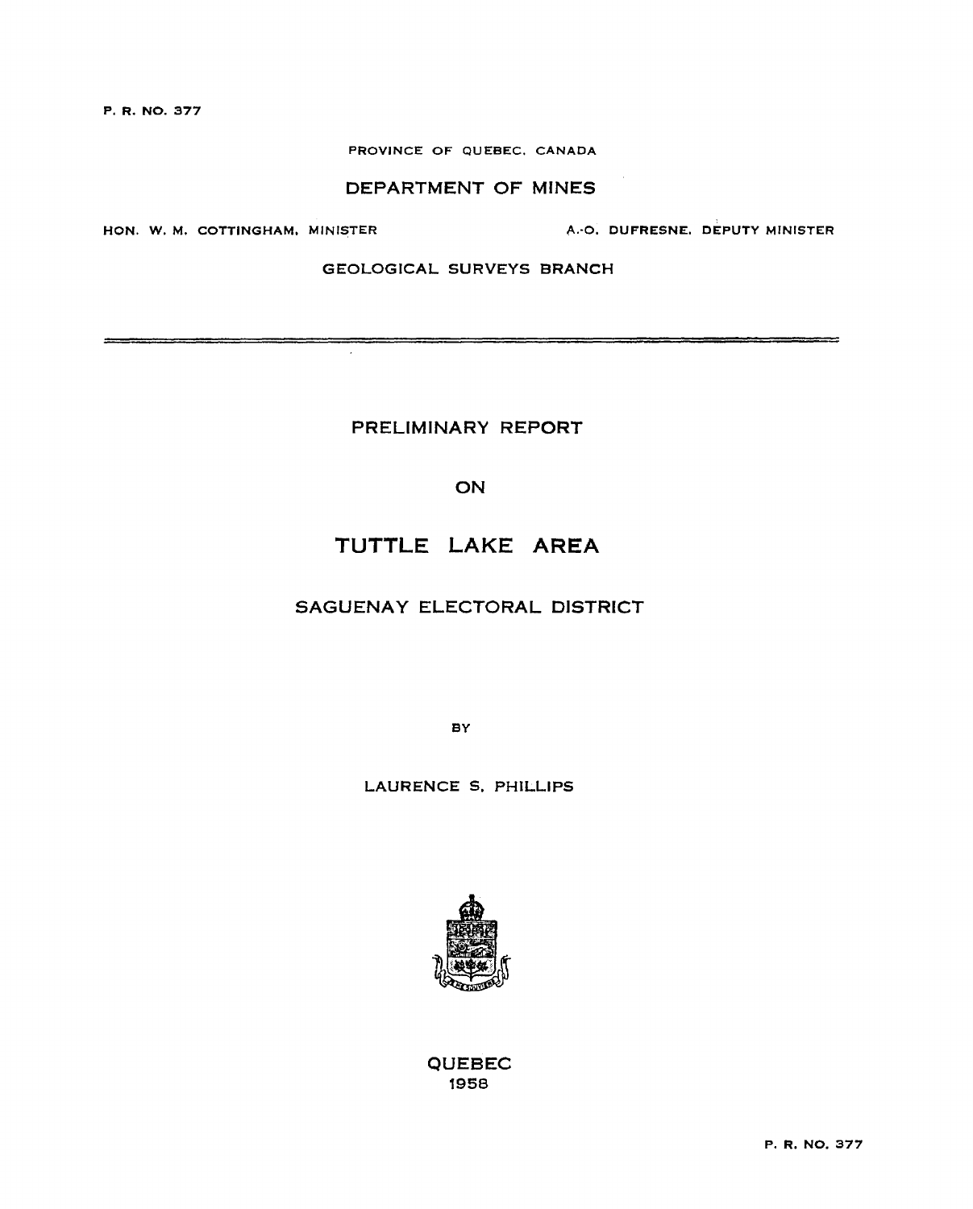P. R. NO. 377

PROVINCE OF QUEBEC, CANADA

# DEPARTMENT OF MINES

HON. W. M. COTTINGHAM, MINISTER — A.-O. DUFRESNE, DEPUTY MINISTER

GEOLOGICAL SURVEYS BRANCH

---

## PRELIMINARY REPORT

## ON

# TUTTLE LAKE AREA

## SAGUENAY ELECTORAL DISTRICT

BY

LAURENCE S. PHILLIPS

QUEBEC
1958

P. R. NO. 377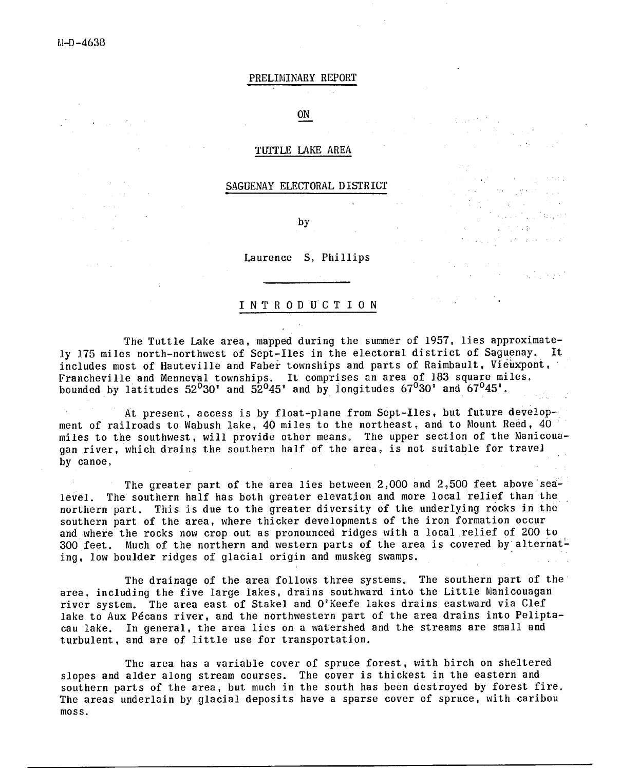M-D-4638

# PRELIMINARY REPORT

# ON

# TUTTLE LAKE AREA

# SAGUENAY ELECTORAL DISTRICT

by

Laurence S. Phillips

## INTRODUCTION

The Tuttle Lake area, mapped during the summer of 1957, lies approximately 175 miles north-northwest of Sept-Iles in the electoral district of Saguenay. It includes most of Hauteville and Faber townships and parts of Raimbault, Vieuxpont, Francheville and Menneval townships. It comprises an area of 183 square miles. bounded by latitudes 52°30' and 52°45' and by longitudes 67°30' and 67°45'.

At present, access is by float-plane from Sept-Iles, but future development of railroads to Wabush lake, 40 miles to the northeast, and to Mount Reed, 40 miles to the southwest, will provide other means. The upper section of the Manicouagan river, which drains the southern half of the area, is not suitable for travel by canoe.

The greater part of the area lies between 2,000 and 2,500 feet above sea-level. The southern half has both greater elevation and more local relief than the northern part. This is due to the greater diversity of the underlying rocks in the southern part of the area, where thicker developments of the iron formation occur and where the rocks now crop out as pronounced ridges with a local relief of 200 to 300 feet. Much of the northern and western parts of the area is covered by alternating, low boulder ridges of glacial origin and muskeg swamps.

The drainage of the area follows three systems. The southern part of the area, including the five large lakes, drains southward into the Little Manicouagan river system. The area east of Stakel and O'Keefe lakes drains eastward via Clef lake to Aux Pécans river, and the northwestern part of the area drains into Peliptacau lake. In general, the area lies on a watershed and the streams are small and turbulent, and are of little use for transportation.

The area has a variable cover of spruce forest, with birch on sheltered slopes and alder along stream courses. The cover is thickest in the eastern and southern parts of the area, but much in the south has been destroyed by forest fire. The areas underlain by glacial deposits have a sparse cover of spruce, with caribou moss.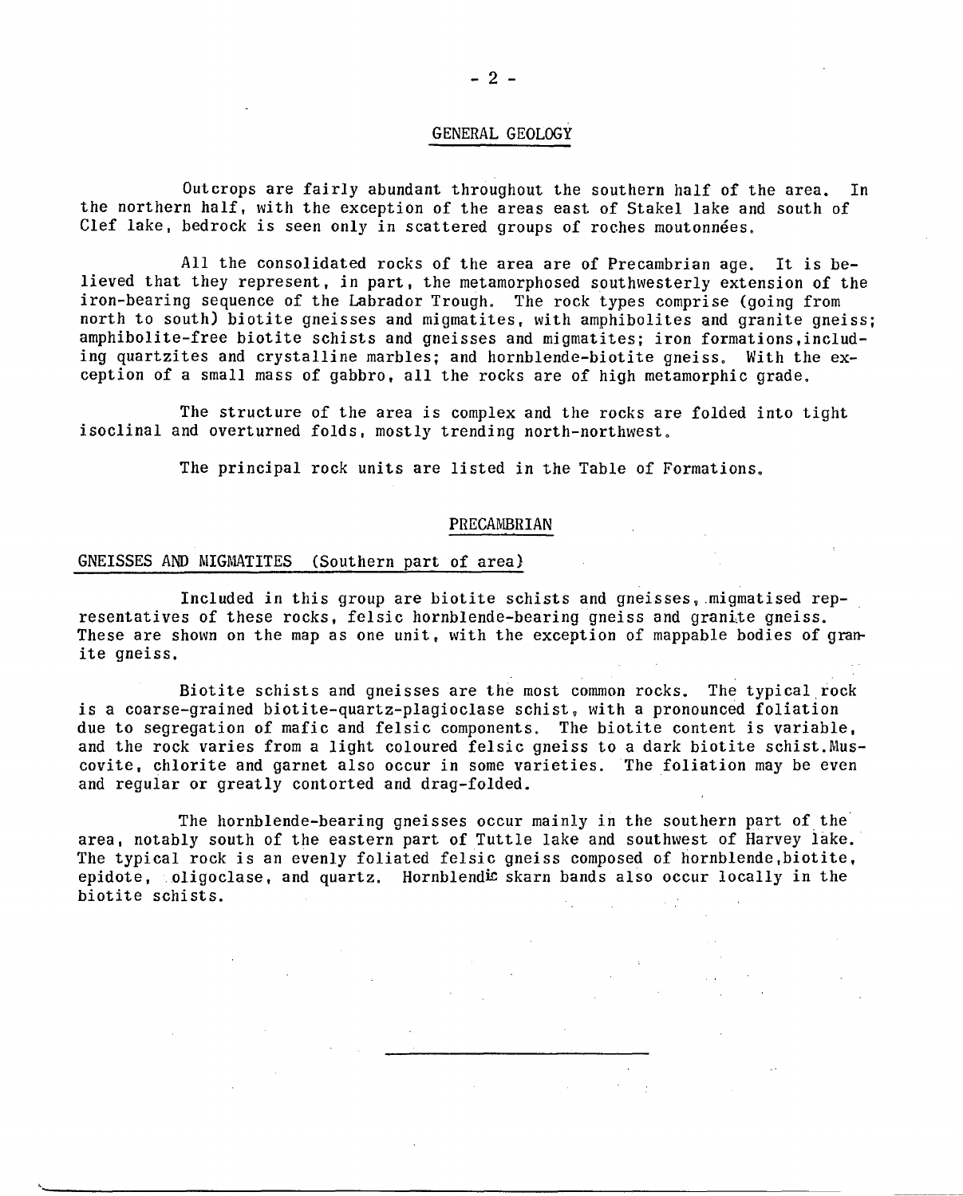## GENERAL GEOLOGY

Outcrops are fairly abundant throughout the southern half of the area. In the northern half, with the exception of the areas east of Stakel lake and south of Clef lake, bedrock is seen only in scattered groups of roches moutonnées.

All the consolidated rocks of the area are of Precambrian age. It is believed that they represent, in part, the metamorphosed southwesterly extension of the iron-bearing sequence of the Labrador Trough. The rock types comprise (going from north to south) biotite gneisses and migmatites, with amphibolites and granite gneiss; amphibolite-free biotite schists and gneisses and migmatites; iron formations, including quartzites and crystalline marbles; and hornblende-biotite gneiss. With the exception of a small mass of gabbro, all the rocks are of high metamorphic grade.

The structure of the area is complex and the rocks are folded into tight isoclinal and overturned folds, mostly trending north-northwest.

The principal rock units are listed in the Table of Formations.

## PRECAMBRIAN

### GNEISSES AND MIGMATITES (Southern part of area)

Included in this group are biotite schists and gneisses, migmatised representatives of these rocks, felsic hornblende-bearing gneiss and granite gneiss. These are shown on the map as one unit, with the exception of mappable bodies of granite gneiss.

Biotite schists and gneisses are the most common rocks. The typical rock is a coarse-grained biotite-quartz-plagioclase schist, with a pronounced foliation due to segregation of mafic and felsic components. The biotite content is variable, and the rock varies from a light coloured felsic gneiss to a dark biotite schist. Muscovite, chlorite and garnet also occur in some varieties. The foliation may be even and regular or greatly contorted and drag-folded.

The hornblende-bearing gneisses occur mainly in the southern part of the area, notably south of the eastern part of Tuttle lake and southwest of Harvey lake. The typical rock is an evenly foliated felsic gneiss composed of hornblende, biotite, epidote, oligoclase, and quartz. Hornblendic skarn bands also occur locally in the biotite schists.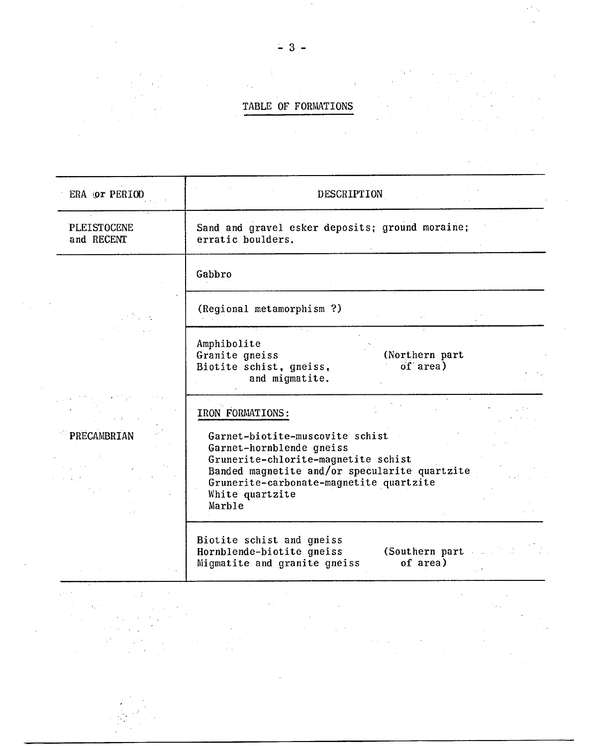# TABLE OF FORMATIONS

| ERA or PERIOD | DESCRIPTION |
|---|---|
| PLEISTOCENE and RECENT | Sand and gravel esker deposits; ground moraine; erratic boulders. |
| PRECAMBRIAN | Gabbro |
| | (Regional metamorphism ?) |
| | Amphibolite<br>Granite gneiss<br>Biotite schist, gneiss, and migmatite. (Northern part of area) |
| | IRON FORMATIONS:<br>Garnet-biotite-muscovite schist<br>Garnet-hornblende gneiss<br>Grunerite-chlorite-magnetite schist<br>Banded magnetite and/or specularite quartzite<br>Grunerite-carbonate-magnetite quartzite<br>White quartzite<br>Marble |
| | Biotite schist and gneiss<br>Hornblende-biotite gneiss<br>Migmatite and granite gneiss (Southern part of area) |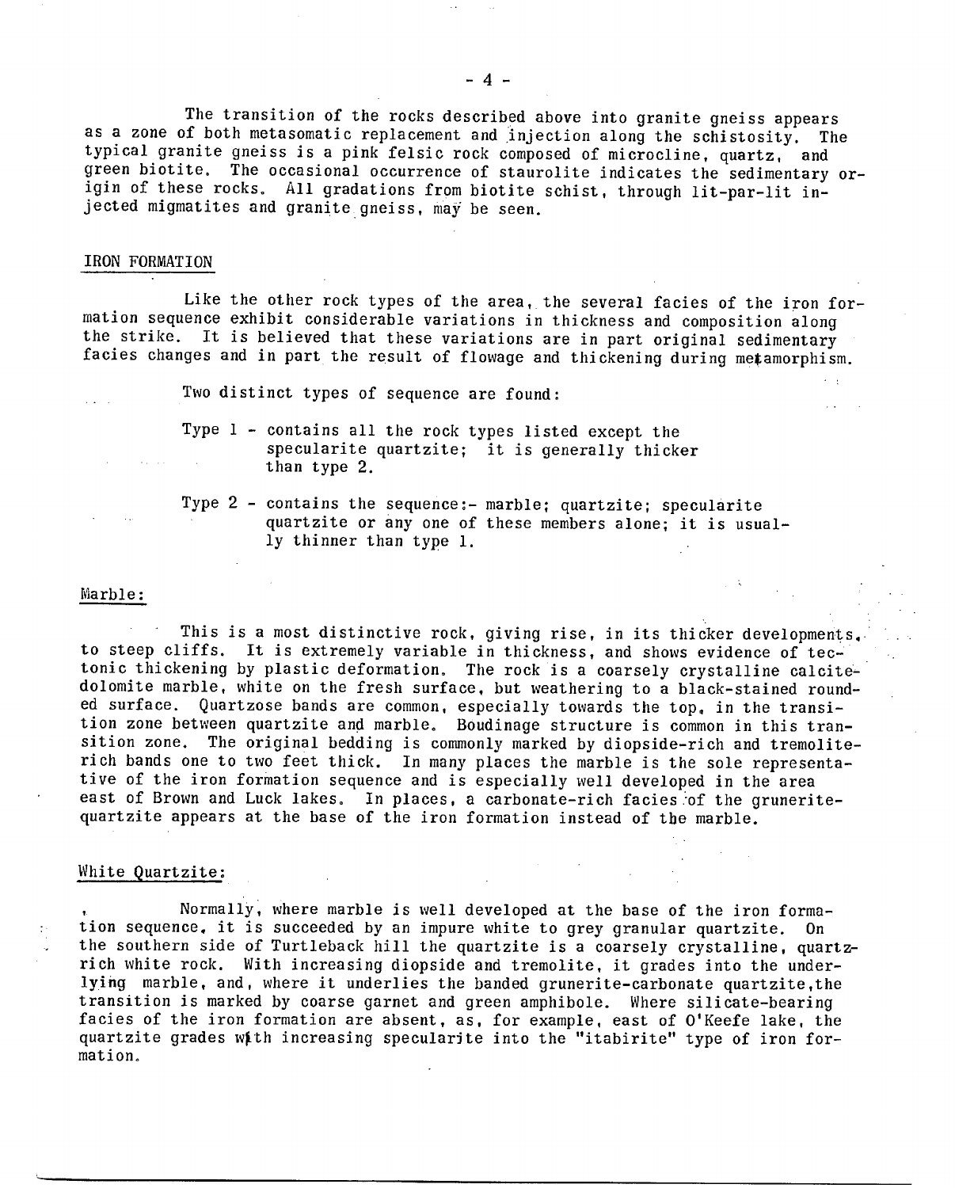The transition of the rocks described above into granite gneiss appears as a zone of both metasomatic replacement and injection along the schistosity. The typical granite gneiss is a pink felsic rock composed of microcline, quartz, and green biotite. The occasional occurrence of staurolite indicates the sedimentary origin of these rocks. All gradations from biotite schist, through lit-par-lit injected migmatites and granite gneiss, may be seen.

## IRON FORMATION

Like the other rock types of the area, the several facies of the iron formation sequence exhibit considerable variations in thickness and composition along the strike. It is believed that these variations are in part original sedimentary facies changes and in part the result of flowage and thickening during metamorphism.

Two distinct types of sequence are found:

Type 1 - contains all the rock types listed except the specularite quartzite; it is generally thicker than type 2.

Type 2 - contains the sequence:- marble; quartzite; specularite quartzite or any one of these members alone; it is usually thinner than type 1.

### Marble:

This is a most distinctive rock, giving rise, in its thicker developments, to steep cliffs. It is extremely variable in thickness, and shows evidence of tectonic thickening by plastic deformation. The rock is a coarsely crystalline calcite-dolomite marble, white on the fresh surface, but weathering to a black-stained rounded surface. Quartzose bands are common, especially towards the top, in the transition zone between quartzite and marble. Boudinage structure is common in this transition zone. The original bedding is commonly marked by diopside-rich and tremolite-rich bands one to two feet thick. In many places the marble is the sole representative of the iron formation sequence and is especially well developed in the area east of Brown and Luck lakes. In places, a carbonate-rich facies of the grunerite-quartzite appears at the base of the iron formation instead of the marble.

### White Quartzite:

Normally, where marble is well developed at the base of the iron formation sequence, it is succeeded by an impure white to grey granular quartzite. On the southern side of Turtleback hill the quartzite is a coarsely crystalline, quartz-rich white rock. With increasing diopside and tremolite, it grades into the underlying marble, and, where it underlies the banded grunerite-carbonate quartzite, the transition is marked by coarse garnet and green amphibole. Where silicate-bearing facies of the iron formation are absent, as, for example, east of O'Keefe lake, the quartzite grades with increasing specularite into the "itabirite" type of iron formation.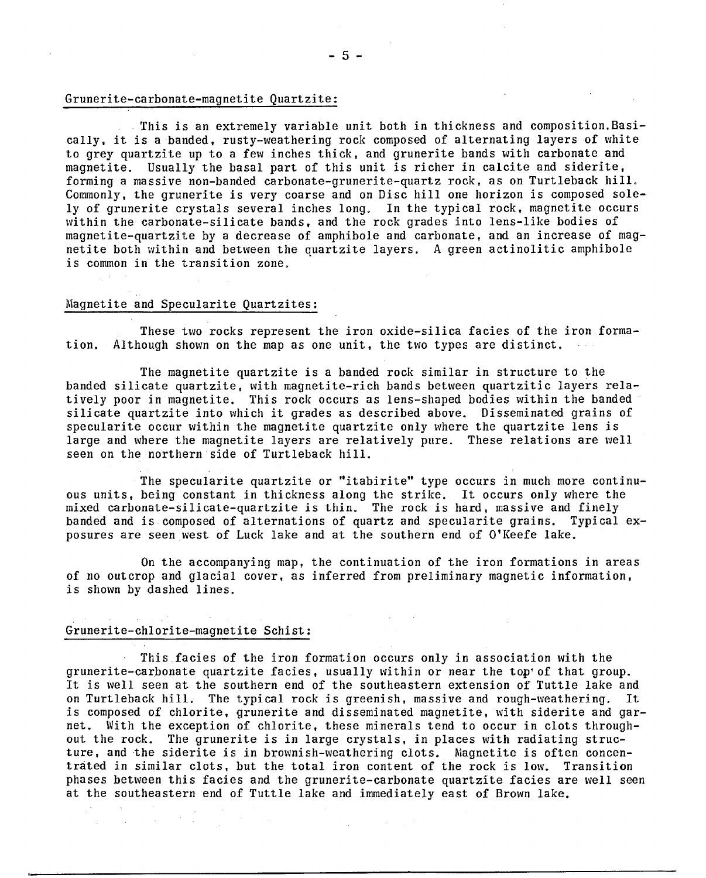## Grunerite-carbonate-magnetite Quartzite:

This is an extremely variable unit both in thickness and composition. Basically, it is a banded, rusty-weathering rock composed of alternating layers of white to grey quartzite up to a few inches thick, and grunerite bands with carbonate and magnetite. Usually the basal part of this unit is richer in calcite and siderite, forming a massive non-banded carbonate-grunerite-quartz rock, as on Turtleback hill. Commonly, the grunerite is very coarse and on Disc hill one horizon is composed solely of grunerite crystals several inches long. In the typical rock, magnetite occurs within the carbonate-silicate bands, and the rock grades into lens-like bodies of magnetite-quartzite by a decrease of amphibole and carbonate, and an increase of magnetite both within and between the quartzite layers. A green actinolitic amphibole is common in the transition zone.

## Magnetite and Specularite Quartzites:

These two rocks represent the iron oxide-silica facies of the iron formation. Although shown on the map as one unit, the two types are distinct.

The magnetite quartzite is a banded rock similar in structure to the banded silicate quartzite, with magnetite-rich bands between quartzitic layers relatively poor in magnetite. This rock occurs as lens-shaped bodies within the banded silicate quartzite into which it grades as described above. Disseminated grains of specularite occur within the magnetite quartzite only where the quartzite lens is large and where the magnetite layers are relatively pure. These relations are well seen on the northern side of Turtleback hill.

The specularite quartzite or "itabirite" type occurs in much more continuous units, being constant in thickness along the strike. It occurs only where the mixed carbonate-silicate-quartzite is thin. The rock is hard, massive and finely banded and is composed of alternations of quartz and specularite grains. Typical exposures are seen west of Luck lake and at the southern end of O'Keefe lake.

On the accompanying map, the continuation of the iron formations in areas of no outcrop and glacial cover, as inferred from preliminary magnetic information, is shown by dashed lines.

## Grunerite-chlorite-magnetite Schist:

This facies of the iron formation occurs only in association with the grunerite-carbonate quartzite facies, usually within or near the top of that group. It is well seen at the southern end of the southeastern extension of Tuttle lake and on Turtleback hill. The typical rock is greenish, massive and rough-weathering. It is composed of chlorite, grunerite and disseminated magnetite, with siderite and garnet. With the exception of chlorite, these minerals tend to occur in clots throughout the rock. The grunerite is in large crystals, in places with radiating structure, and the siderite is in brownish-weathering clots. Magnetite is often concentrated in similar clots, but the total iron content of the rock is low. Transition phases between this facies and the grunerite-carbonate quartzite facies are well seen at the southeastern end of Tuttle lake and immediately east of Brown lake.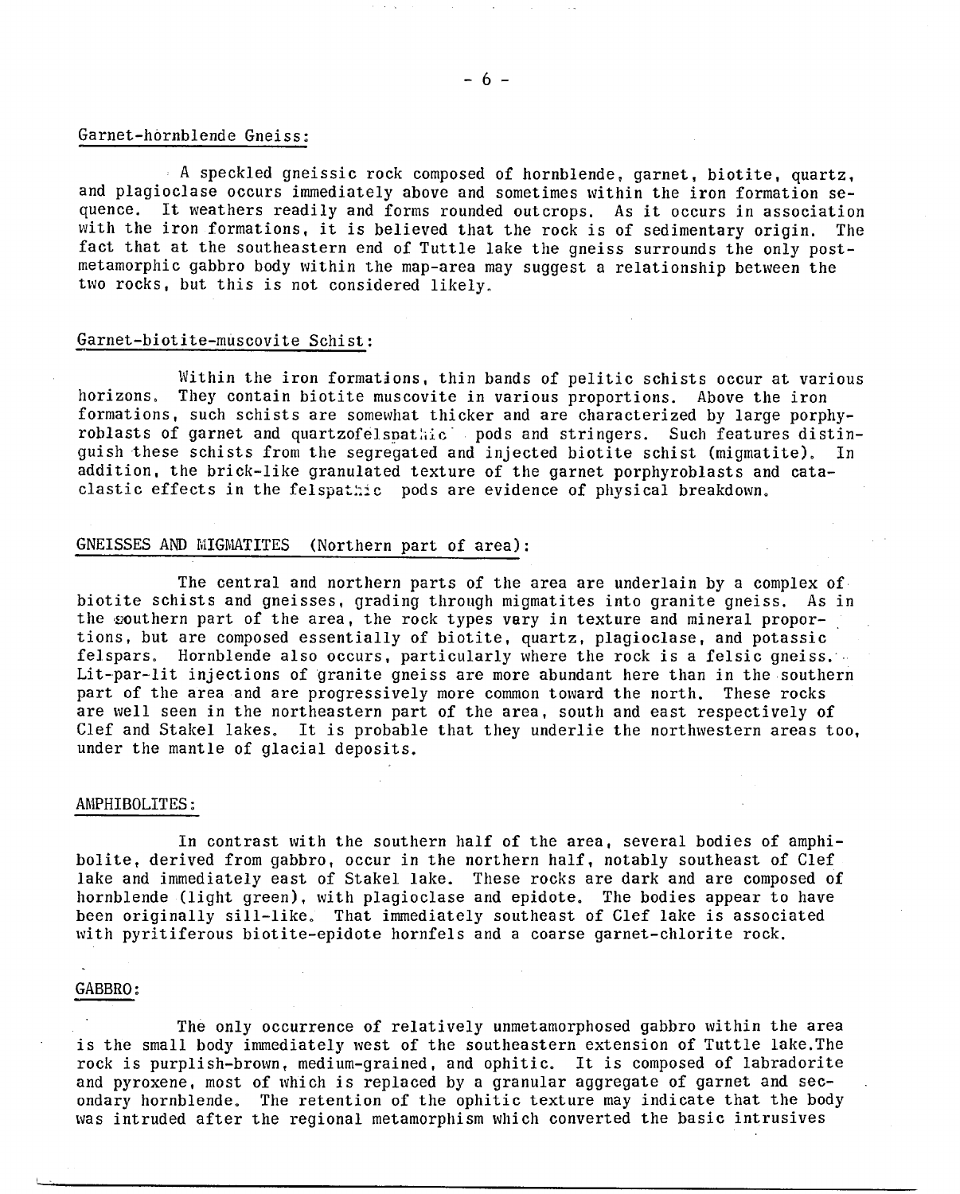## Garnet-hornblende Gneiss:

A speckled gneissic rock composed of hornblende, garnet, biotite, quartz, and plagioclase occurs immediately above and sometimes within the iron formation sequence. It weathers readily and forms rounded outcrops. As it occurs in association with the iron formations, it is believed that the rock is of sedimentary origin. The fact that at the southeastern end of Tuttle lake the gneiss surrounds the only post-metamorphic gabbro body within the map-area may suggest a relationship between the two rocks, but this is not considered likely.

## Garnet-biotite-muscovite Schist:

Within the iron formations, thin bands of pelitic schists occur at various horizons. They contain biotite muscovite in various proportions. Above the iron formations, such schists are somewhat thicker and are characterized by large porphyroblasts of garnet and quartzofelspathic pods and stringers. Such features distinguish these schists from the segregated and injected biotite schist (migmatite). In addition, the brick-like granulated texture of the garnet porphyroblasts and cataclastic effects in the felspathic pods are evidence of physical breakdown.

## GNEISSES AND MIGMATITES (Northern part of area):

The central and northern parts of the area are underlain by a complex of biotite schists and gneisses, grading through migmatites into granite gneiss. As in the southern part of the area, the rock types vary in texture and mineral proportions, but are composed essentially of biotite, quartz, plagioclase, and potassic felspars. Hornblende also occurs, particularly where the rock is a felsic gneiss. Lit-par-lit injections of granite gneiss are more abundant here than in the southern part of the area and are progressively more common toward the north. These rocks are well seen in the northeastern part of the area, south and east respectively of Clef and Stakel lakes. It is probable that they underlie the northwestern areas too, under the mantle of glacial deposits.

## AMPHIBOLITES:

In contrast with the southern half of the area, several bodies of amphibolite, derived from gabbro, occur in the northern half, notably southeast of Clef lake and immediately east of Stakel lake. These rocks are dark and are composed of hornblende (light green), with plagioclase and epidote. The bodies appear to have been originally sill-like. That immediately southeast of Clef lake is associated with pyritiferous biotite-epidote hornfels and a coarse garnet-chlorite rock.

## GABBRO:

The only occurrence of relatively unmetamorphosed gabbro within the area is the small body immediately west of the southeastern extension of Tuttle lake. The rock is purplish-brown, medium-grained, and ophitic. It is composed of labradorite and pyroxene, most of which is replaced by a granular aggregate of garnet and secondary hornblende. The retention of the ophitic texture may indicate that the body was intruded after the regional metamorphism which converted the basic intrusives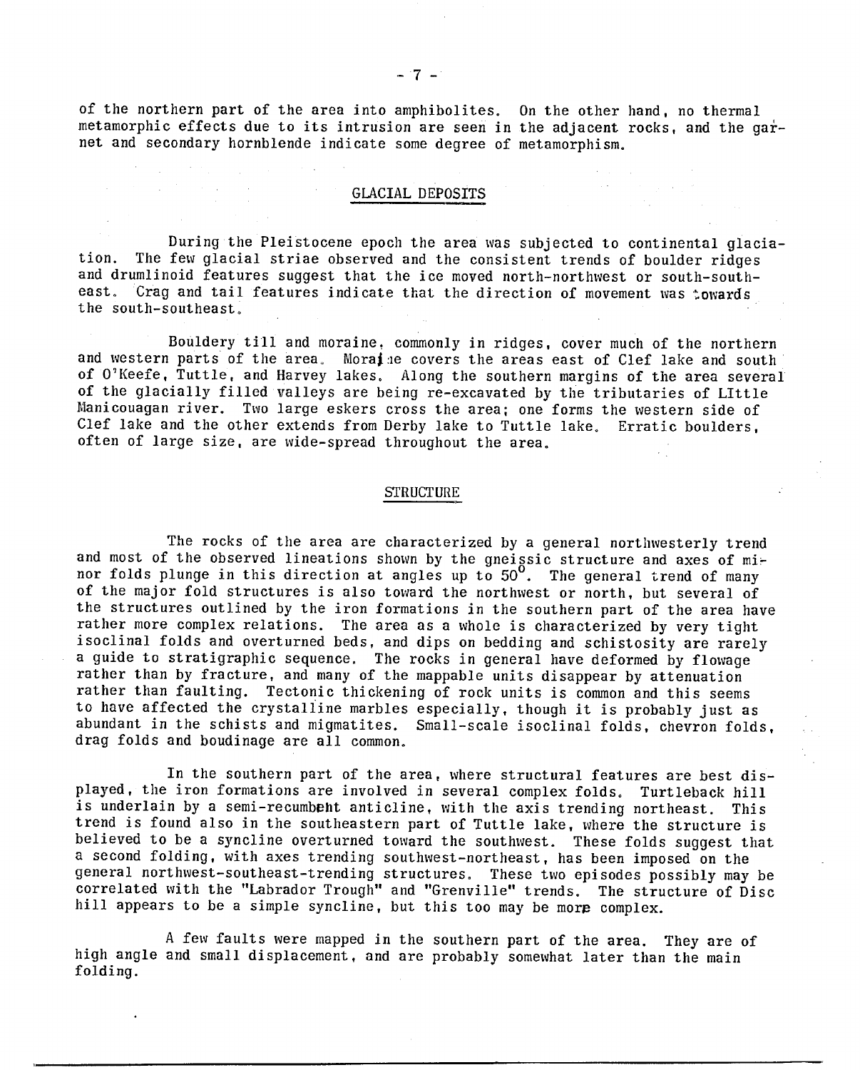of the northern part of the area into amphibolites. On the other hand, no thermal metamorphic effects due to its intrusion are seen in the adjacent rocks, and the garnet and secondary hornblende indicate some degree of metamorphism.

## GLACIAL DEPOSITS

During the Pleistocene epoch the area was subjected to continental glaciation. The few glacial striae observed and the consistent trends of boulder ridges and drumlinoid features suggest that the ice moved north-northwest or south-southeast. Crag and tail features indicate that the direction of movement was towards the south-southeast.

Bouldery till and moraine, commonly in ridges, cover much of the northern and western parts of the area. Moraine covers the areas east of Clef lake and south of O'Keefe, Tuttle, and Harvey lakes. Along the southern margins of the area several of the glacially filled valleys are being re-excavated by the tributaries of LIttle Manicouagan river. Two large eskers cross the area; one forms the western side of Clef lake and the other extends from Derby lake to Tuttle lake. Erratic boulders, often of large size, are wide-spread throughout the area.

## STRUCTURE

The rocks of the area are characterized by a general northwesterly trend and most of the observed lineations shown by the gneissic structure and axes of minor folds plunge in this direction at angles up to 50°. The general trend of many of the major fold structures is also toward the northwest or north, but several of the structures outlined by the iron formations in the southern part of the area have rather more complex relations. The area as a whole is characterized by very tight isoclinal folds and overturned beds, and dips on bedding and schistosity are rarely a guide to stratigraphic sequence. The rocks in general have deformed by flowage rather than by fracture, and many of the mappable units disappear by attenuation rather than faulting. Tectonic thickening of rock units is common and this seems to have affected the crystalline marbles especially, though it is probably just as abundant in the schists and migmatites. Small-scale isoclinal folds, chevron folds, drag folds and boudinage are all common.

In the southern part of the area, where structural features are best displayed, the iron formations are involved in several complex folds. Turtleback hill is underlain by a semi-recumbent anticline, with the axis trending northeast. This trend is found also in the southeastern part of Tuttle lake, where the structure is believed to be a syncline overturned toward the southwest. These folds suggest that a second folding, with axes trending southwest-northeast, has been imposed on the general northwest-southeast-trending structures. These two episodes possibly may be correlated with the "Labrador Trough" and "Grenville" trends. The structure of Disc hill appears to be a simple syncline, but this too may be more complex.

A few faults were mapped in the southern part of the area. They are of high angle and small displacement, and are probably somewhat later than the main folding.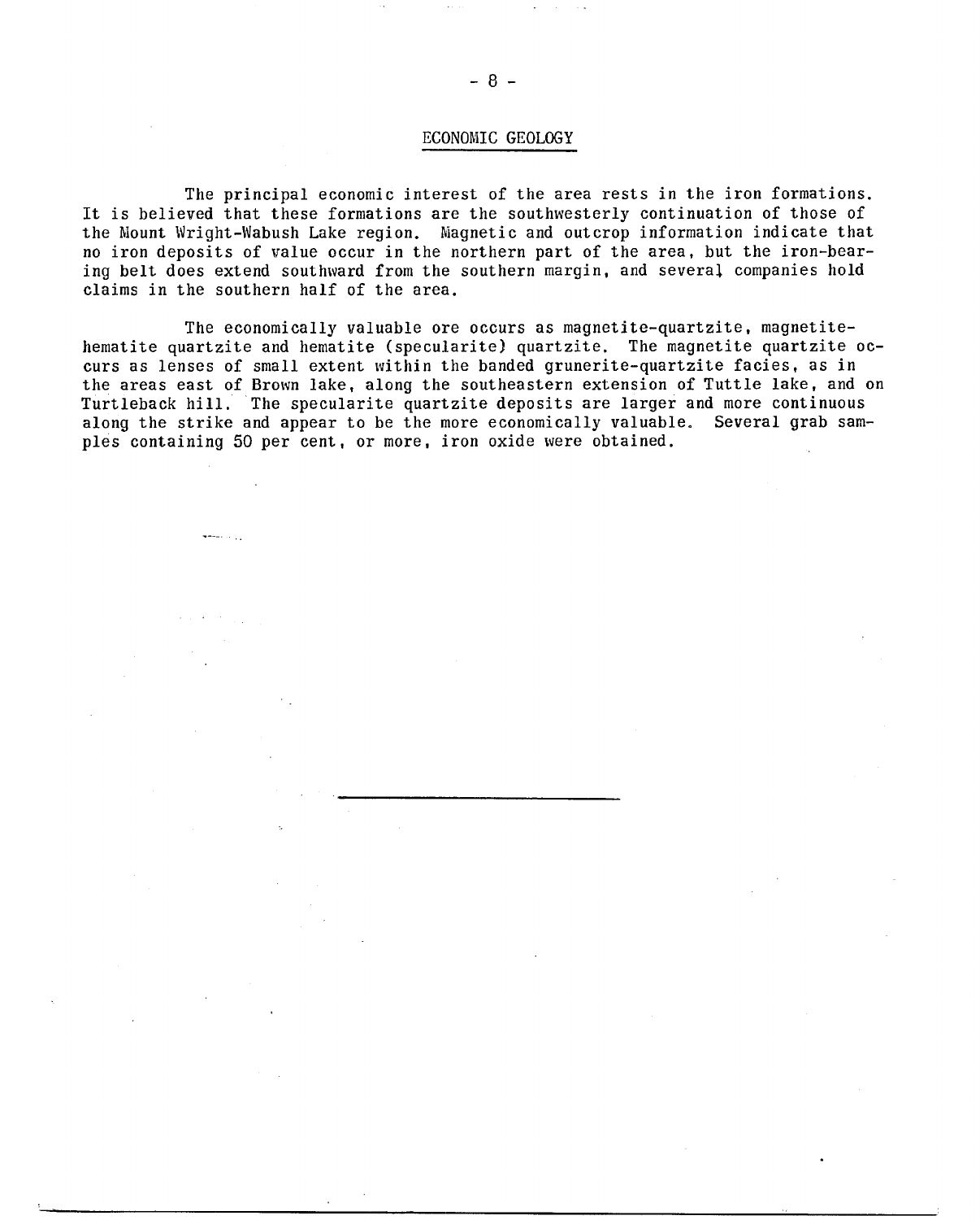## ECONOMIC GEOLOGY

The principal economic interest of the area rests in the iron formations. It is believed that these formations are the southwesterly continuation of those of the Mount Wright-Wabush Lake region. Magnetic and outcrop information indicate that no iron deposits of value occur in the northern part of the area, but the iron-bearing belt does extend southward from the southern margin, and several companies hold claims in the southern half of the area.

The economically valuable ore occurs as magnetite-quartzite, magnetite-hematite quartzite and hematite (specularite) quartzite. The magnetite quartzite occurs as lenses of small extent within the banded grunerite-quartzite facies, as in the areas east of Brown lake, along the southeastern extension of Tuttle lake, and on Turtleback hill. The specularite quartzite deposits are larger and more continuous along the strike and appear to be the more economically valuable. Several grab samples containing 50 per cent, or more, iron oxide were obtained.